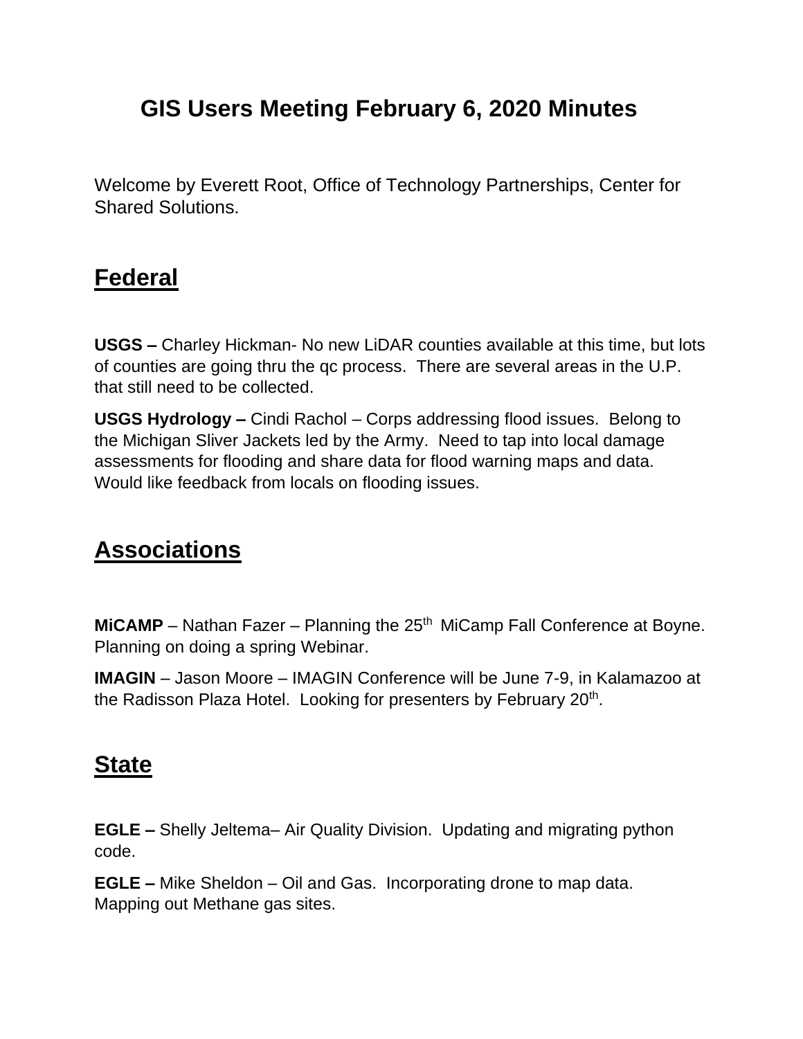# GIS Users Meeting February 6, 2020 Minutes

Welcome by Everett Root, Office of Technology Partnerships, Center for Shared Solutions.

## Federal

**USGS –** Charley Hickman- No new LiDAR counties available at this time, but lots of counties are going thru the qc process. There are several areas in the U.P. that still need to be collected.

**USGS Hydrology –** Cindi Rachol – Corps addressing flood issues. Belong to the Michigan Sliver Jackets led by the Army. Need to tap into local damage assessments for flooding and share data for flood warning maps and data. Would like feedback from locals on flooding issues.

## Associations

**MiCAMP** – Nathan Fazer – Planning the 25th MiCamp Fall Conference at Boyne. Planning on doing a spring Webinar.

**IMAGIN** – Jason Moore – IMAGIN Conference will be June 7-9, in Kalamazoo at the Radisson Plaza Hotel. Looking for presenters by February 20th.

## State

**EGLE –** Shelly Jeltema– Air Quality Division. Updating and migrating python code.

**EGLE –** Mike Sheldon – Oil and Gas. Incorporating drone to map data. Mapping out Methane gas sites.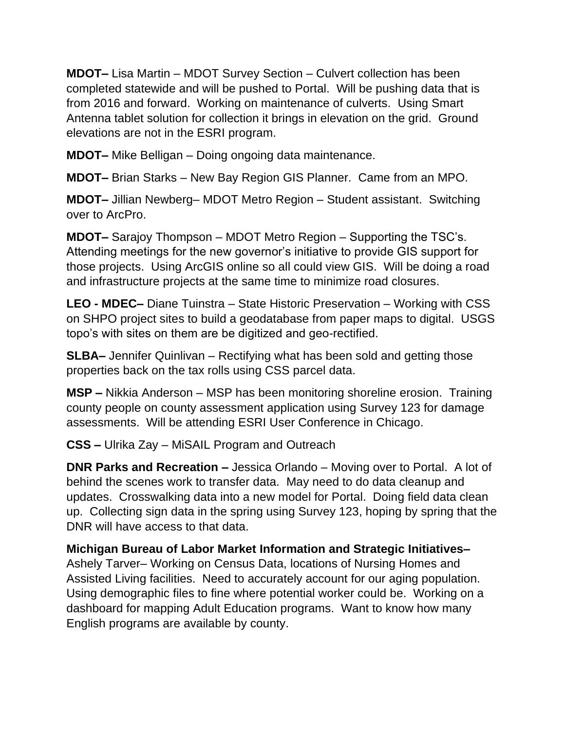**MDOT–** Lisa Martin – MDOT Survey Section – Culvert collection has been completed statewide and will be pushed to Portal. Will be pushing data that is from 2016 and forward. Working on maintenance of culverts. Using Smart Antenna tablet solution for collection it brings in elevation on the grid. Ground elevations are not in the ESRI program.

**MDOT–** Mike Belligan – Doing ongoing data maintenance.

**MDOT–** Brian Starks – New Bay Region GIS Planner. Came from an MPO.

**MDOT–** Jillian Newberg– MDOT Metro Region – Student assistant. Switching over to ArcPro.

**MDOT–** Sarajoy Thompson – MDOT Metro Region – Supporting the TSC's. Attending meetings for the new governor's initiative to provide GIS support for those projects. Using ArcGIS online so all could view GIS. Will be doing a road and infrastructure projects at the same time to minimize road closures.

**LEO - MDEC–** Diane Tuinstra – State Historic Preservation – Working with CSS on SHPO project sites to build a geodatabase from paper maps to digital. USGS topo's with sites on them are be digitized and geo-rectified.

**SLBA–** Jennifer Quinlivan – Rectifying what has been sold and getting those properties back on the tax rolls using CSS parcel data.

**MSP –** Nikkia Anderson – MSP has been monitoring shoreline erosion. Training county people on county assessment application using Survey 123 for damage assessments. Will be attending ESRI User Conference in Chicago.

**CSS –** Ulrika Zay – MiSAIL Program and Outreach

**DNR Parks and Recreation –** Jessica Orlando – Moving over to Portal. A lot of behind the scenes work to transfer data. May need to do data cleanup and updates. Crosswalking data into a new model for Portal. Doing field data clean up. Collecting sign data in the spring using Survey 123, hoping by spring that the DNR will have access to that data.

**Michigan Bureau of Labor Market Information and Strategic Initiatives–** Ashely Tarver– Working on Census Data, locations of Nursing Homes and Assisted Living facilities. Need to accurately account for our aging population. Using demographic files to fine where potential worker could be. Working on a dashboard for mapping Adult Education programs. Want to know how many English programs are available by county.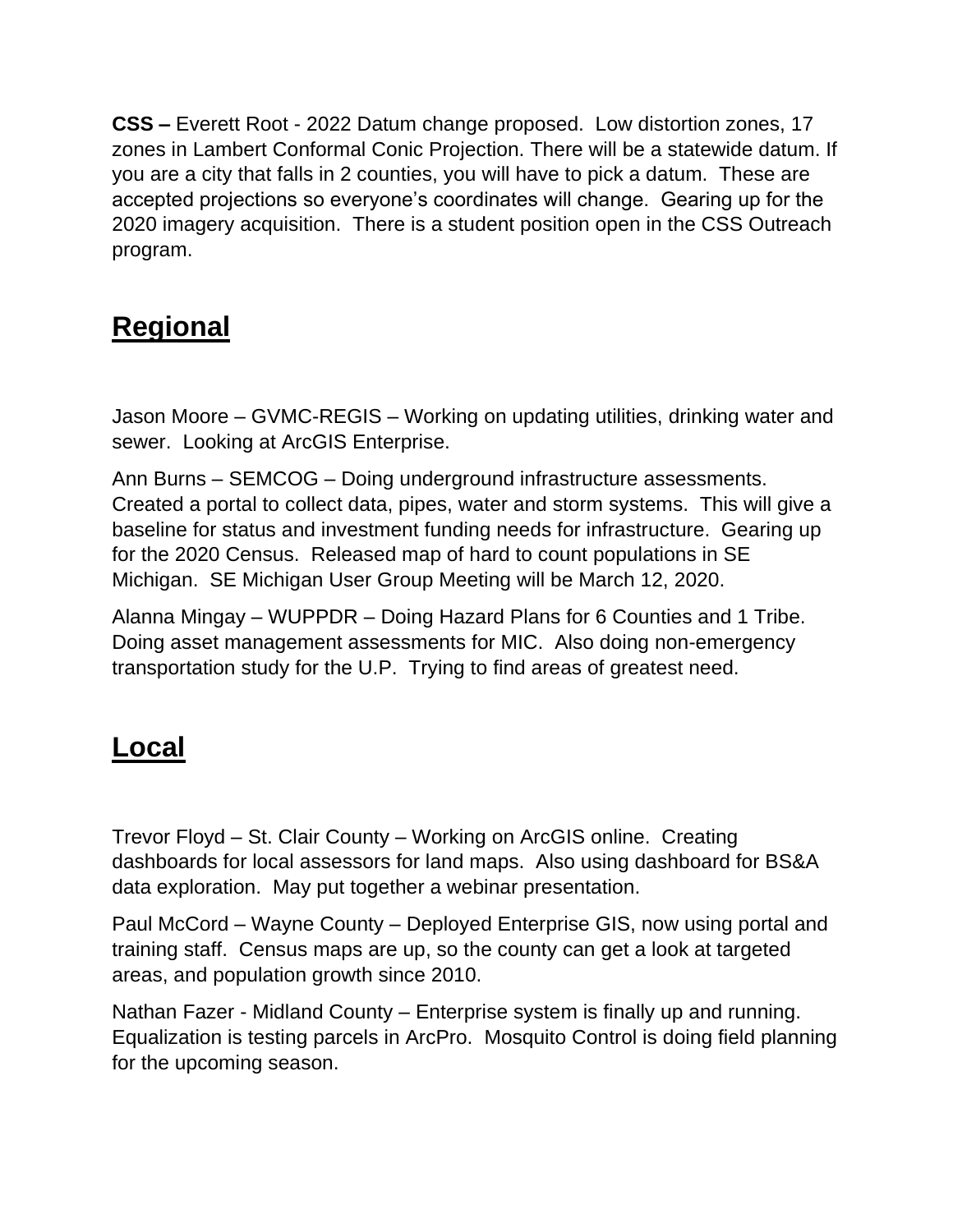**CSS –** Everett Root - 2022 Datum change proposed. Low distortion zones, 17 zones in Lambert Conformal Conic Projection. There will be a statewide datum. If you are a city that falls in 2 counties, you will have to pick a datum. These are accepted projections so everyone's coordinates will change. Gearing up for the 2020 imagery acquisition. There is a student position open in the CSS Outreach program.

## Regional

Jason Moore – GVMC-REGIS – Working on updating utilities, drinking water and sewer. Looking at ArcGIS Enterprise.

Ann Burns – SEMCOG – Doing underground infrastructure assessments. Created a portal to collect data, pipes, water and storm systems. This will give a baseline for status and investment funding needs for infrastructure. Gearing up for the 2020 Census. Released map of hard to count populations in SE Michigan. SE Michigan User Group Meeting will be March 12, 2020.

Alanna Mingay – WUPPDR – Doing Hazard Plans for 6 Counties and 1 Tribe. Doing asset management assessments for MIC. Also doing non-emergency transportation study for the U.P. Trying to find areas of greatest need.

## Local

Trevor Floyd – St. Clair County – Working on ArcGIS online. Creating dashboards for local assessors for land maps. Also using dashboard for BS&A data exploration. May put together a webinar presentation.

Paul McCord – Wayne County – Deployed Enterprise GIS, now using portal and training staff. Census maps are up, so the county can get a look at targeted areas, and population growth since 2010.

Nathan Fazer - Midland County – Enterprise system is finally up and running. Equalization is testing parcels in ArcPro. Mosquito Control is doing field planning for the upcoming season.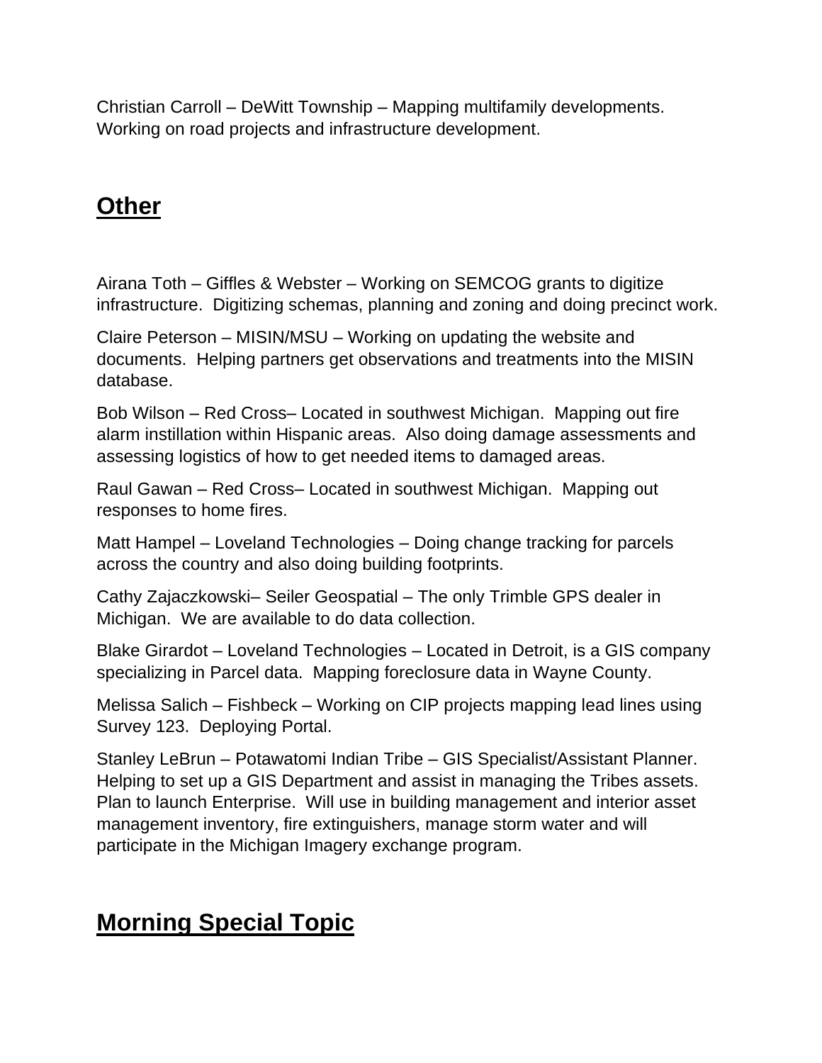Christian Carroll – DeWitt Township – Mapping multifamily developments. Working on road projects and infrastructure development.

## Other

Airana Toth – Giffles & Webster – Working on SEMCOG grants to digitize infrastructure. Digitizing schemas, planning and zoning and doing precinct work.

Claire Peterson – MISIN/MSU – Working on updating the website and documents. Helping partners get observations and treatments into the MISIN database.

Bob Wilson – Red Cross– Located in southwest Michigan. Mapping out fire alarm instillation within Hispanic areas. Also doing damage assessments and assessing logistics of how to get needed items to damaged areas.

Raul Gawan – Red Cross– Located in southwest Michigan. Mapping out responses to home fires.

Matt Hampel – Loveland Technologies – Doing change tracking for parcels across the country and also doing building footprints.

Cathy Zajaczkowski– Seiler Geospatial – The only Trimble GPS dealer in Michigan. We are available to do data collection.

Blake Girardot – Loveland Technologies – Located in Detroit, is a GIS company specializing in Parcel data. Mapping foreclosure data in Wayne County.

Melissa Salich – Fishbeck – Working on CIP projects mapping lead lines using Survey 123. Deploying Portal.

Stanley LeBrun – Potawatomi Indian Tribe – GIS Specialist/Assistant Planner. Helping to set up a GIS Department and assist in managing the Tribes assets. Plan to launch Enterprise. Will use in building management and interior asset management inventory, fire extinguishers, manage storm water and will participate in the Michigan Imagery exchange program.

## Morning Special Topic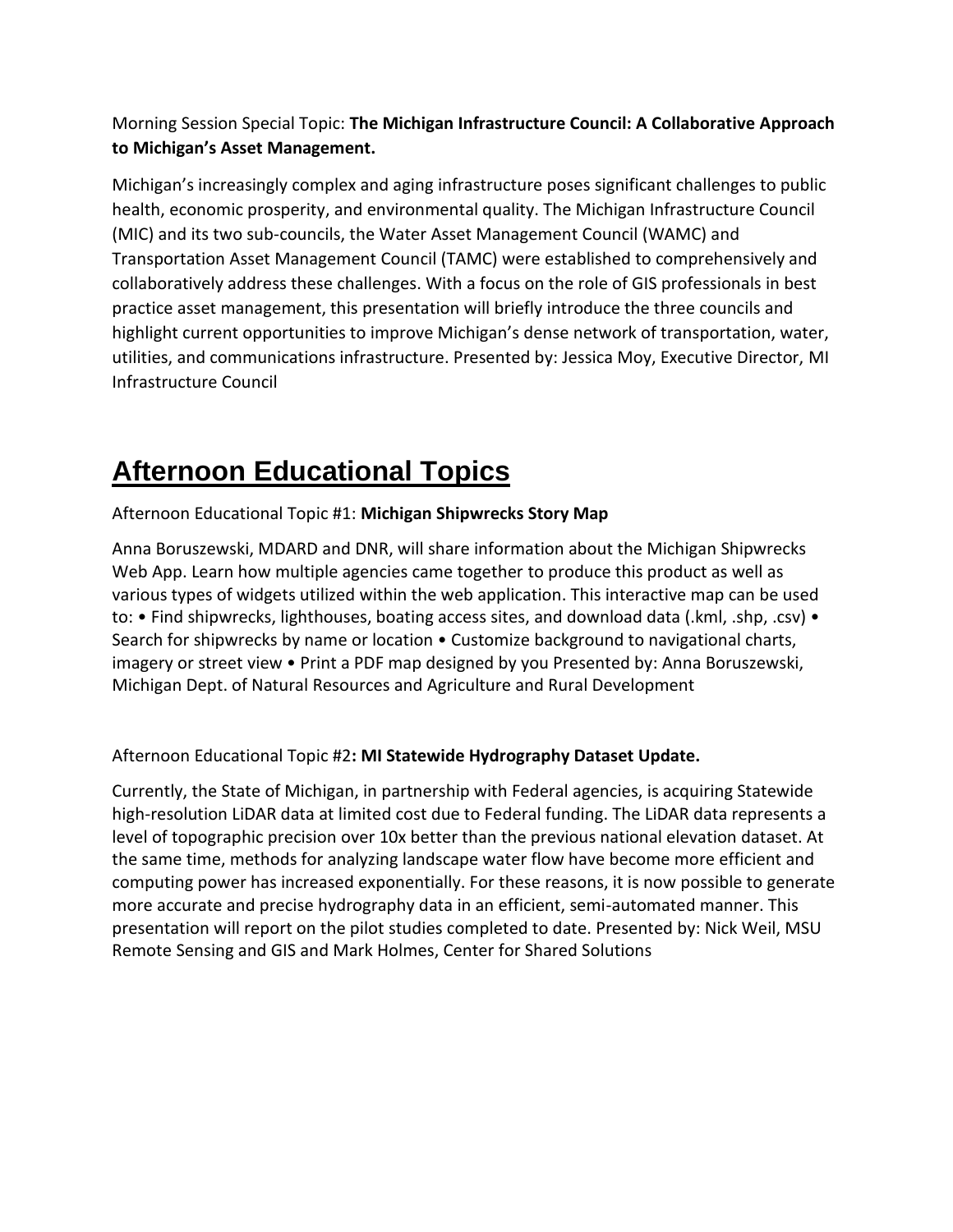Morning Session Special Topic: **The Michigan Infrastructure Council: A Collaborative Approach to Michigan's Asset Management.**

Michigan's increasingly complex and aging infrastructure poses significant challenges to public health, economic prosperity, and environmental quality. The Michigan Infrastructure Council (MIC) and its two sub-councils, the Water Asset Management Council (WAMC) and Transportation Asset Management Council (TAMC) were established to comprehensively and collaboratively address these challenges. With a focus on the role of GIS professionals in best practice asset management, this presentation will briefly introduce the three councils and highlight current opportunities to improve Michigan's dense network of transportation, water, utilities, and communications infrastructure. Presented by: Jessica Moy, Executive Director, MI Infrastructure Council

# Afternoon Educational Topics

Afternoon Educational Topic #1: **Michigan Shipwrecks Story Map**

Anna Boruszewski, MDARD and DNR, will share information about the Michigan Shipwrecks Web App. Learn how multiple agencies came together to produce this product as well as various types of widgets utilized within the web application. This interactive map can be used to: • Find shipwrecks, lighthouses, boating access sites, and download data (.kml, .shp, .csv) • Search for shipwrecks by name or location • Customize background to navigational charts, imagery or street view • Print a PDF map designed by you Presented by: Anna Boruszewski, Michigan Dept. of Natural Resources and Agriculture and Rural Development

Afternoon Educational Topic #2**: MI Statewide Hydrography Dataset Update.**

Currently, the State of Michigan, in partnership with Federal agencies, is acquiring Statewide high-resolution LiDAR data at limited cost due to Federal funding. The LiDAR data represents a level of topographic precision over 10x better than the previous national elevation dataset. At the same time, methods for analyzing landscape water flow have become more efficient and computing power has increased exponentially. For these reasons, it is now possible to generate more accurate and precise hydrography data in an efficient, semi-automated manner. This presentation will report on the pilot studies completed to date. Presented by: Nick Weil, MSU Remote Sensing and GIS and Mark Holmes, Center for Shared Solutions